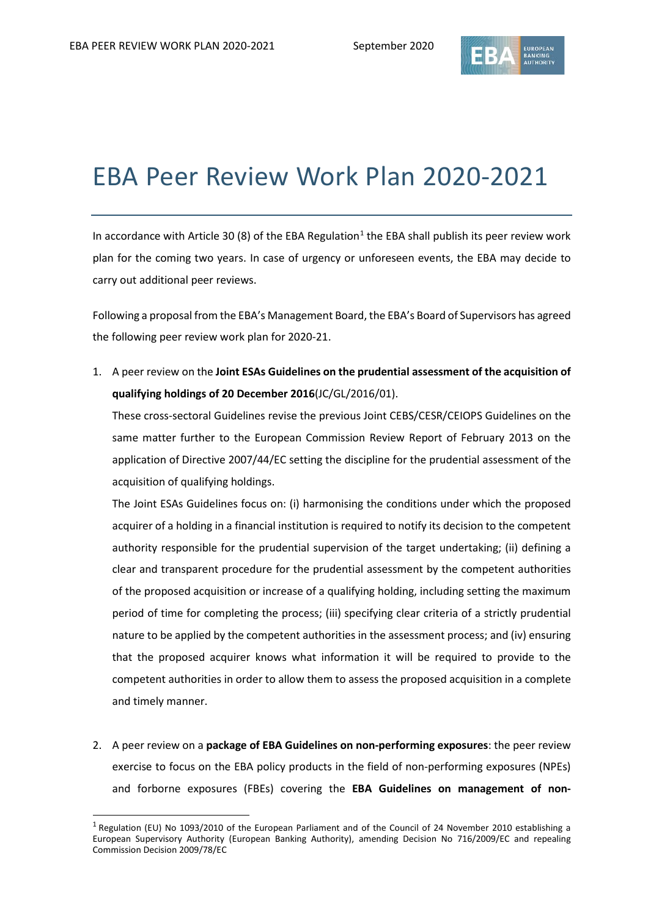# EBA Peer Review Work Plan 2020-2021

In accordance with Article 30 (8) of the EBA Regulation[1] the EBA shall publish its peer review work plan for the coming two years. In case of urgency or unforeseen events, the EBA may decide to carry out additional peer reviews.

Following a proposal from the EBA's Management Board, the EBA's Board of Supervisors has agreed the following peer review work plan for 2020-21.

1. A peer review on the **Joint ESAs Guidelines on the prudential assessment of the acquisition of qualifying holdings of 20 December 2016**(JC/GL/2016/01).

   These cross-sectoral Guidelines revise the previous Joint CEBS/CESR/CEIOPS Guidelines on the same matter further to the European Commission Review Report of February 2013 on the application of Directive 2007/44/EC setting the discipline for the prudential assessment of the acquisition of qualifying holdings.

   The Joint ESAs Guidelines focus on: (i) harmonising the conditions under which the proposed acquirer of a holding in a financial institution is required to notify its decision to the competent authority responsible for the prudential supervision of the target undertaking; (ii) defining a clear and transparent procedure for the prudential assessment by the competent authorities of the proposed acquisition or increase of a qualifying holding, including setting the maximum period of time for completing the process; (iii) specifying clear criteria of a strictly prudential nature to be applied by the competent authorities in the assessment process; and (iv) ensuring that the proposed acquirer knows what information it will be required to provide to the competent authorities in order to allow them to assess the proposed acquisition in a complete and timely manner.

2. A peer review on a **package of EBA Guidelines on non-performing exposures**: the peer review exercise to focus on the EBA policy products in the field of non-performing exposures (NPEs) and forborne exposures (FBEs) covering the **EBA Guidelines on management of non-**

[1] Regulation (EU) No 1093/2010 of the European Parliament and of the Council of 24 November 2010 establishing a European Supervisory Authority (European Banking Authority), amending Decision No 716/2009/EC and repealing Commission Decision 2009/78/EC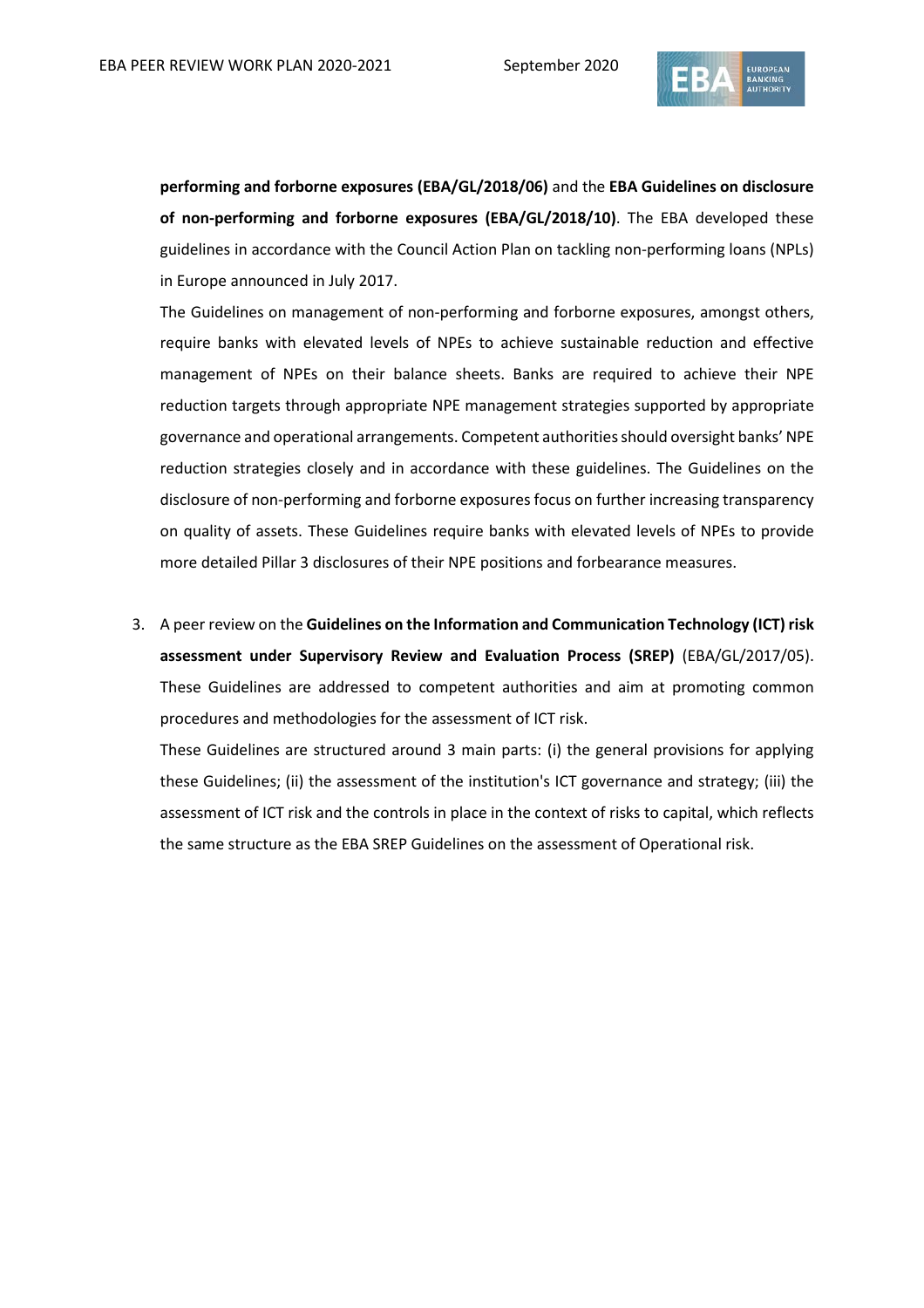**performing and forborne exposures (EBA/GL/2018/06)** and the **EBA Guidelines on disclosure of non-performing and forborne exposures (EBA/GL/2018/10)**. The EBA developed these guidelines in accordance with the Council Action Plan on tackling non-performing loans (NPLs) in Europe announced in July 2017.

The Guidelines on management of non-performing and forborne exposures, amongst others, require banks with elevated levels of NPEs to achieve sustainable reduction and effective management of NPEs on their balance sheets. Banks are required to achieve their NPE reduction targets through appropriate NPE management strategies supported by appropriate governance and operational arrangements. Competent authorities should oversight banks' NPE reduction strategies closely and in accordance with these guidelines. The Guidelines on the disclosure of non-performing and forborne exposures focus on further increasing transparency on quality of assets. These Guidelines require banks with elevated levels of NPEs to provide more detailed Pillar 3 disclosures of their NPE positions and forbearance measures.

3. A peer review on the **Guidelines on the Information and Communication Technology (ICT) risk assessment under Supervisory Review and Evaluation Process (SREP)** (EBA/GL/2017/05). These Guidelines are addressed to competent authorities and aim at promoting common procedures and methodologies for the assessment of ICT risk.

   These Guidelines are structured around 3 main parts: (i) the general provisions for applying these Guidelines; (ii) the assessment of the institution's ICT governance and strategy; (iii) the assessment of ICT risk and the controls in place in the context of risks to capital, which reflects the same structure as the EBA SREP Guidelines on the assessment of Operational risk.